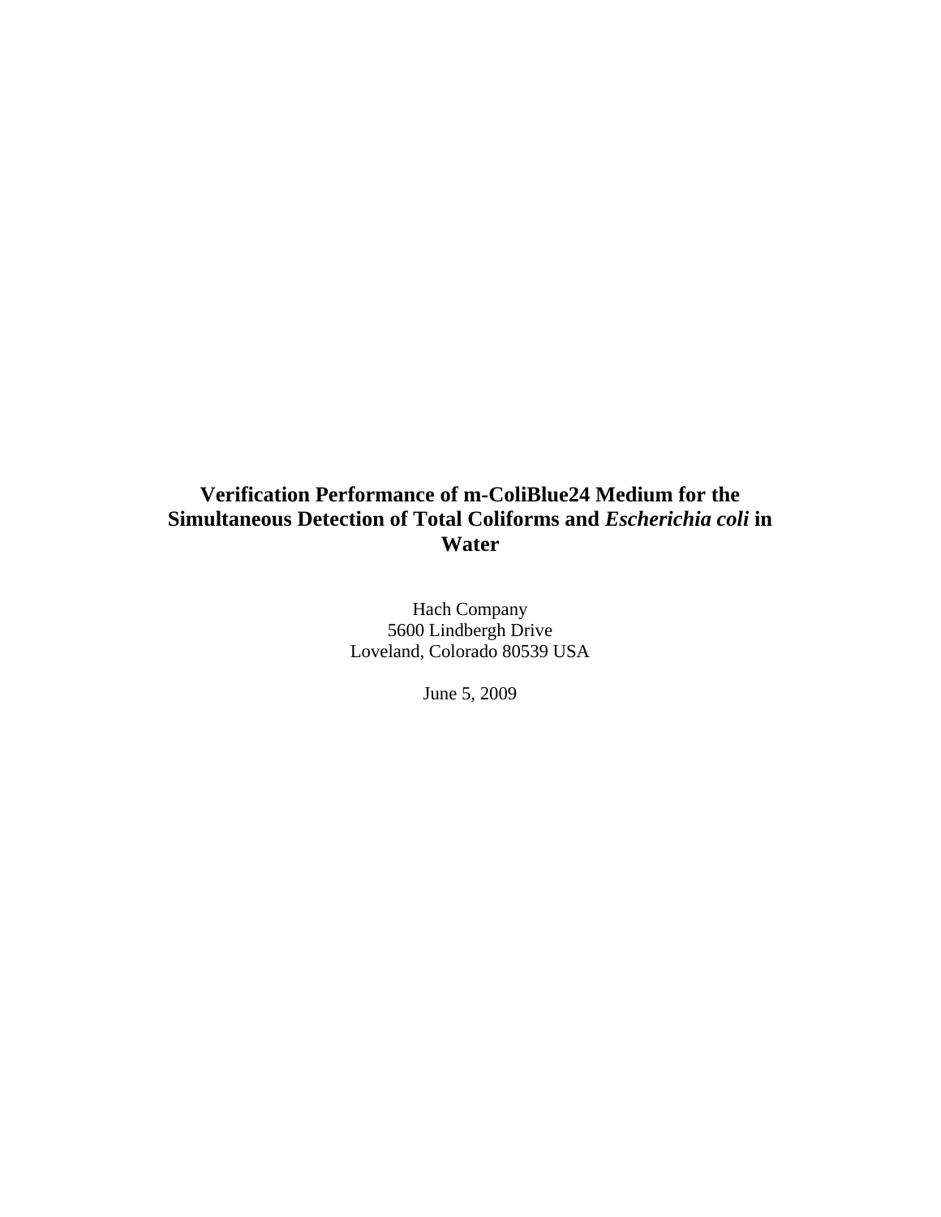# Verification Performance of m-ColiBlue24 Medium for the Simultaneous Detection of Total Coliforms and *Escherichia coli* in Water

Hach Company
5600 Lindbergh Drive
Loveland, Colorado 80539 USA

June 5, 2009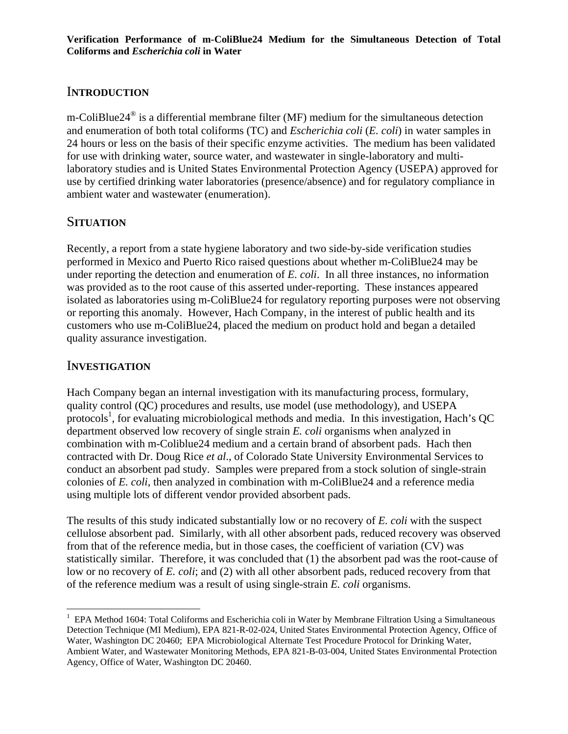**Verification Performance of m-ColiBlue24 Medium for the Simultaneous Detection of Total Coliforms and *Escherichia coli* in Water**

## Introduction

m-ColiBlue24® is a differential membrane filter (MF) medium for the simultaneous detection and enumeration of both total coliforms (TC) and *Escherichia coli* (*E. coli*) in water samples in 24 hours or less on the basis of their specific enzyme activities. The medium has been validated for use with drinking water, source water, and wastewater in single-laboratory and multi-laboratory studies and is United States Environmental Protection Agency (USEPA) approved for use by certified drinking water laboratories (presence/absence) and for regulatory compliance in ambient water and wastewater (enumeration).

## Situation

Recently, a report from a state hygiene laboratory and two side-by-side verification studies performed in Mexico and Puerto Rico raised questions about whether m-ColiBlue24 may be under reporting the detection and enumeration of *E. coli*. In all three instances, no information was provided as to the root cause of this asserted under-reporting. These instances appeared isolated as laboratories using m-ColiBlue24 for regulatory reporting purposes were not observing or reporting this anomaly. However, Hach Company, in the interest of public health and its customers who use m-ColiBlue24, placed the medium on product hold and began a detailed quality assurance investigation.

## Investigation

Hach Company began an internal investigation with its manufacturing process, formulary, quality control (QC) procedures and results, use model (use methodology), and USEPA protocols[1], for evaluating microbiological methods and media. In this investigation, Hach's QC department observed low recovery of single strain *E. coli* organisms when analyzed in combination with m-Coliblue24 medium and a certain brand of absorbent pads. Hach then contracted with Dr. Doug Rice *et al*., of Colorado State University Environmental Services to conduct an absorbent pad study. Samples were prepared from a stock solution of single-strain colonies of *E. coli*, then analyzed in combination with m-ColiBlue24 and a reference media using multiple lots of different vendor provided absorbent pads.

The results of this study indicated substantially low or no recovery of *E. coli* with the suspect cellulose absorbent pad. Similarly, with all other absorbent pads, reduced recovery was observed from that of the reference media, but in those cases, the coefficient of variation (CV) was statistically similar. Therefore, it was concluded that (1) the absorbent pad was the root-cause of low or no recovery of *E. coli*; and (2) with all other absorbent pads, reduced recovery from that of the reference medium was a result of using single-strain *E. coli* organisms.

---

[1] EPA Method 1604: Total Coliforms and Escherichia coli in Water by Membrane Filtration Using a Simultaneous Detection Technique (MI Medium), EPA 821-R-02-024, United States Environmental Protection Agency, Office of Water, Washington DC 20460; EPA Microbiological Alternate Test Procedure Protocol for Drinking Water, Ambient Water, and Wastewater Monitoring Methods, EPA 821-B-03-004, United States Environmental Protection Agency, Office of Water, Washington DC 20460.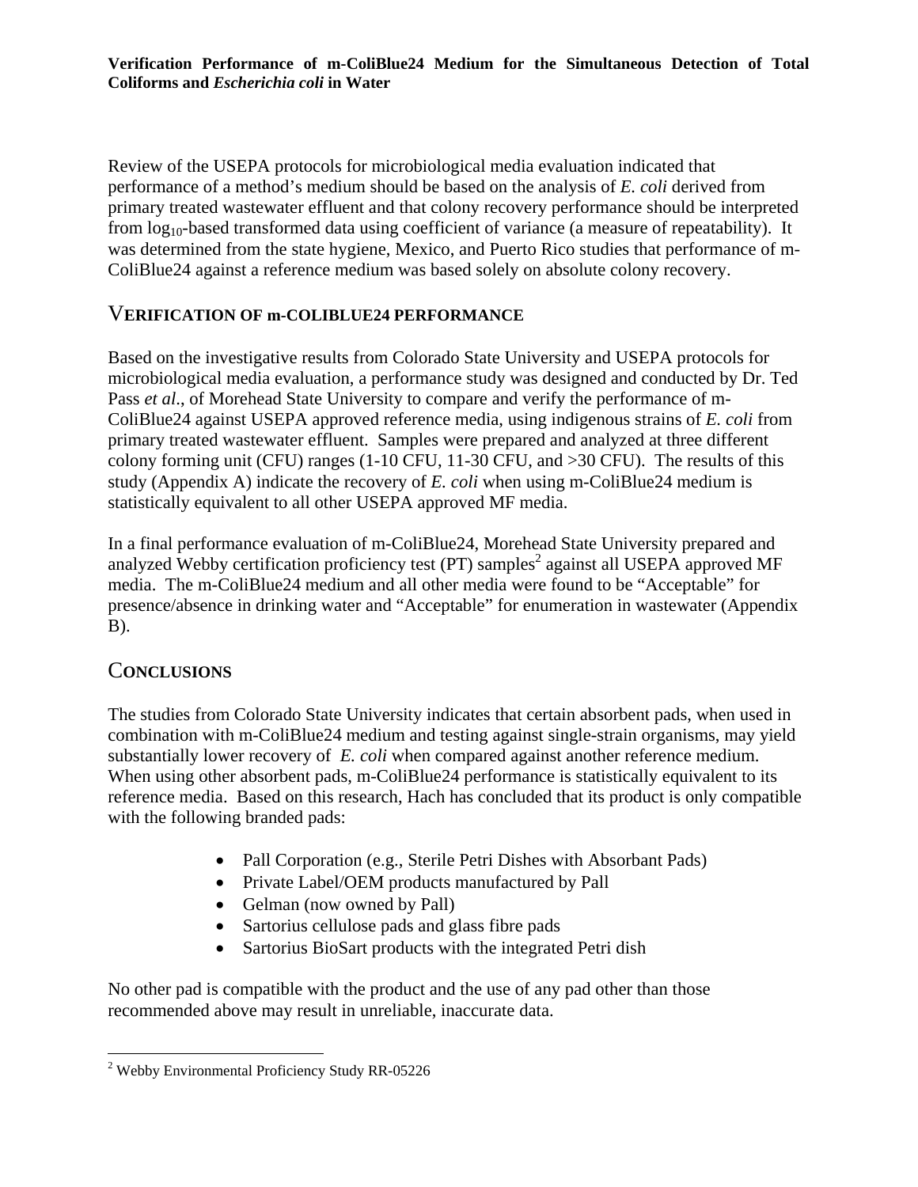Review of the USEPA protocols for microbiological media evaluation indicated that performance of a method's medium should be based on the analysis of *E. coli* derived from primary treated wastewater effluent and that colony recovery performance should be interpreted from $\log_{10}$-based transformed data using coefficient of variance (a measure of repeatability). It was determined from the state hygiene, Mexico, and Puerto Rico studies that performance of m-ColiBlue24 against a reference medium was based solely on absolute colony recovery.

## VERIFICATION OF m-COLIBLUE24 PERFORMANCE

Based on the investigative results from Colorado State University and USEPA protocols for microbiological media evaluation, a performance study was designed and conducted by Dr. Ted Pass *et al*., of Morehead State University to compare and verify the performance of m-ColiBlue24 against USEPA approved reference media, using indigenous strains of *E. coli* from primary treated wastewater effluent. Samples were prepared and analyzed at three different colony forming unit (CFU) ranges (1-10 CFU, 11-30 CFU, and >30 CFU). The results of this study (Appendix A) indicate the recovery of *E. coli* when using m-ColiBlue24 medium is statistically equivalent to all other USEPA approved MF media.

In a final performance evaluation of m-ColiBlue24, Morehead State University prepared and analyzed Webby certification proficiency test (PT) samples[2] against all USEPA approved MF media. The m-ColiBlue24 medium and all other media were found to be "Acceptable" for presence/absence in drinking water and "Acceptable" for enumeration in wastewater (Appendix B).

## CONCLUSIONS

The studies from Colorado State University indicates that certain absorbent pads, when used in combination with m-ColiBlue24 medium and testing against single-strain organisms, may yield substantially lower recovery of *E. coli* when compared against another reference medium. When using other absorbent pads, m-ColiBlue24 performance is statistically equivalent to its reference media. Based on this research, Hach has concluded that its product is only compatible with the following branded pads:

- Pall Corporation (e.g., Sterile Petri Dishes with Absorbant Pads)
- Private Label/OEM products manufactured by Pall
- Gelman (now owned by Pall)
- Sartorius cellulose pads and glass fibre pads
- Sartorius BioSart products with the integrated Petri dish

No other pad is compatible with the product and the use of any pad other than those recommended above may result in unreliable, inaccurate data.

[2] Webby Environmental Proficiency Study RR-05226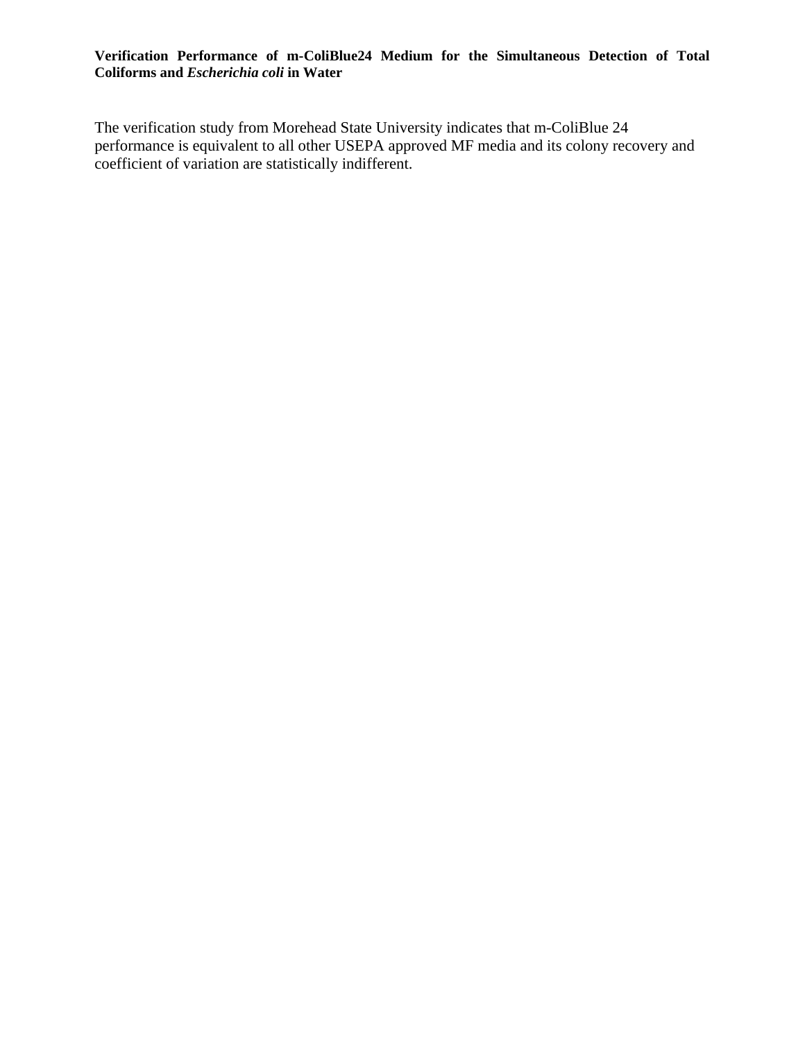**Verification Performance of m-ColiBlue24 Medium for the Simultaneous Detection of Total Coliforms and *Escherichia coli* in Water**

The verification study from Morehead State University indicates that m-ColiBlue 24 performance is equivalent to all other USEPA approved MF media and its colony recovery and coefficient of variation are statistically indifferent.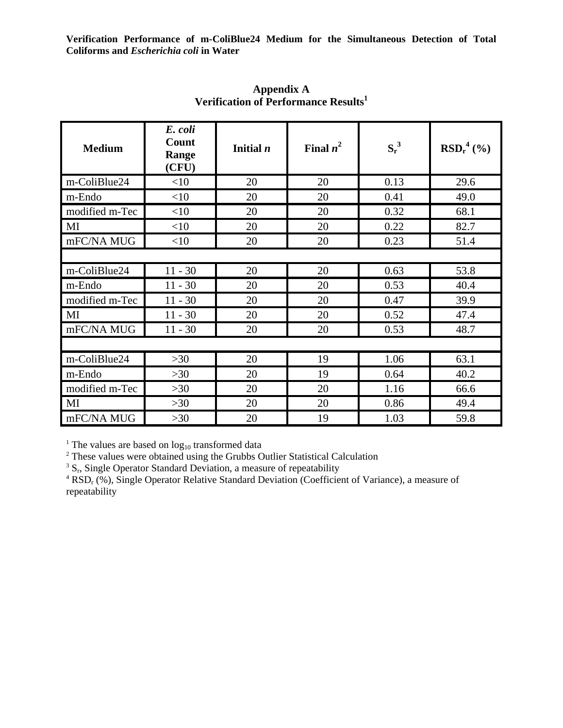**Verification Performance of m-ColiBlue24 Medium for the Simultaneous Detection of Total Coliforms and *Escherichia coli* in Water**

## Appendix A
## Verification of Performance Results[1]

| Medium | *E. coli* Count Range (CFU) | Initial *n* | Final *n*[2] | $S_r$[3] | $RSD_r$[4] (%) |
|---|---|---|---|---|---|
| m-ColiBlue24 | <10 | 20 | 20 | 0.13 | 29.6 |
| m-Endo | <10 | 20 | 20 | 0.41 | 49.0 |
| modified m-Tec | <10 | 20 | 20 | 0.32 | 68.1 |
| MI | <10 | 20 | 20 | 0.22 | 82.7 |
| mFC/NA MUG | <10 | 20 | 20 | 0.23 | 51.4 |
| | | | | | |
| m-ColiBlue24 | 11 - 30 | 20 | 20 | 0.63 | 53.8 |
| m-Endo | 11 - 30 | 20 | 20 | 0.53 | 40.4 |
| modified m-Tec | 11 - 30 | 20 | 20 | 0.47 | 39.9 |
| MI | 11 - 30 | 20 | 20 | 0.52 | 47.4 |
| mFC/NA MUG | 11 - 30 | 20 | 20 | 0.53 | 48.7 |
| | | | | | |
| m-ColiBlue24 | >30 | 20 | 19 | 1.06 | 63.1 |
| m-Endo | >30 | 20 | 19 | 0.64 | 40.2 |
| modified m-Tec | >30 | 20 | 20 | 1.16 | 66.6 |
| MI | >30 | 20 | 20 | 0.86 | 49.4 |
| mFC/NA MUG | >30 | 20 | 19 | 1.03 | 59.8 |

[1] The values are based on $\log_{10}$ transformed data

[2] These values were obtained using the Grubbs Outlier Statistical Calculation

[3] $S_r$, Single Operator Standard Deviation, a measure of repeatability

[4] $RSD_r$ (%), Single Operator Relative Standard Deviation (Coefficient of Variance), a measure of repeatability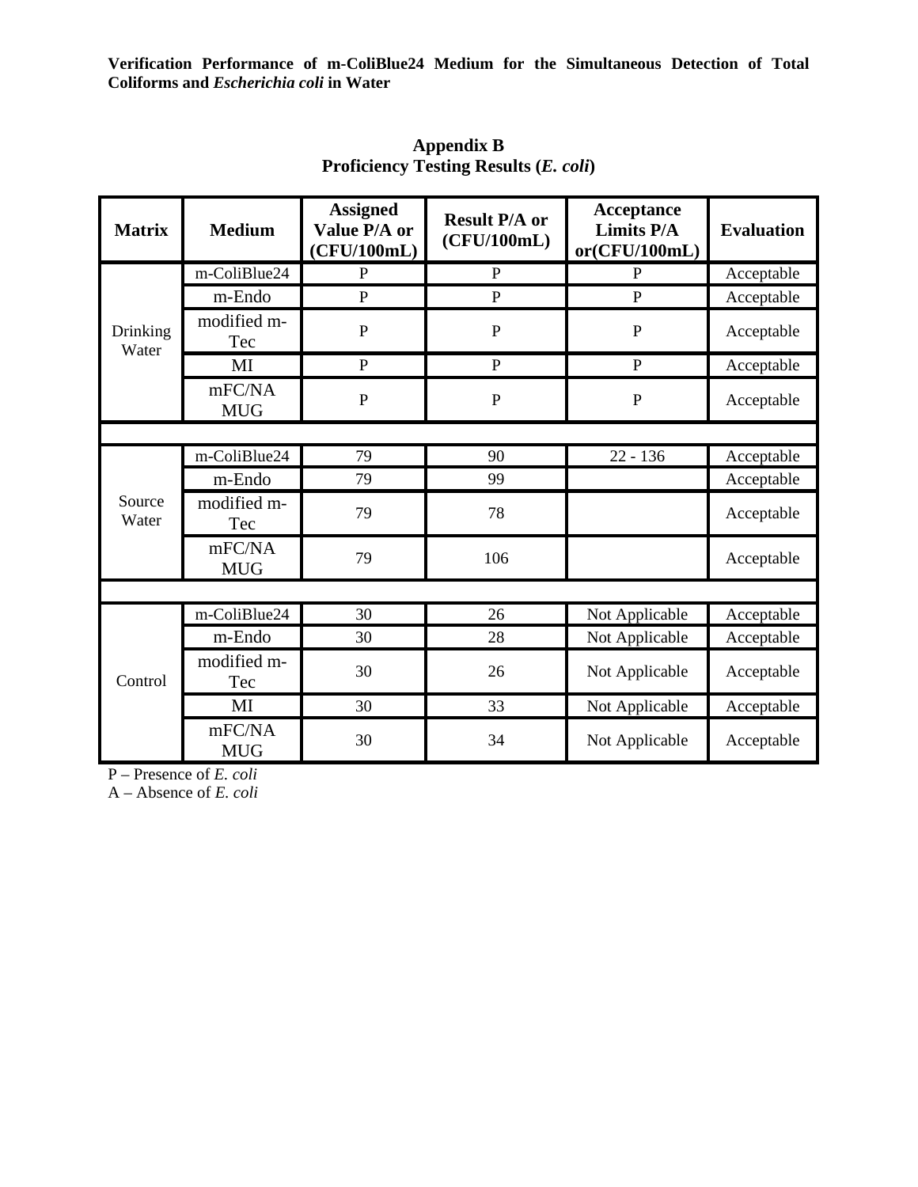**Verification Performance of m-ColiBlue24 Medium for the Simultaneous Detection of Total Coliforms and *Escherichia coli* in Water**

## Appendix B
## Proficiency Testing Results (*E. coli*)

| Matrix | Medium | Assigned Value P/A or (CFU/100mL) | Result P/A or (CFU/100mL) | Acceptance Limits P/A or(CFU/100mL) | Evaluation |
|---|---|---|---|---|---|
| Drinking Water | m-ColiBlue24 | P | P | P | Acceptable |
| | m-Endo | P | P | P | Acceptable |
| | modified m-Tec | P | P | P | Acceptable |
| | MI | P | P | P | Acceptable |
| | mFC/NA MUG | P | P | P | Acceptable |
| | | | | | |
| Source Water | m-ColiBlue24 | 79 | 90 | 22 - 136 | Acceptable |
| | m-Endo | 79 | 99 | | Acceptable |
| | modified m-Tec | 79 | 78 | | Acceptable |
| | mFC/NA MUG | 79 | 106 | | Acceptable |
| | | | | | |
| Control | m-ColiBlue24 | 30 | 26 | Not Applicable | Acceptable |
| | m-Endo | 30 | 28 | Not Applicable | Acceptable |
| | modified m-Tec | 30 | 26 | Not Applicable | Acceptable |
| | MI | 30 | 33 | Not Applicable | Acceptable |
| | mFC/NA MUG | 30 | 34 | Not Applicable | Acceptable |

P – Presence of *E. coli*

A – Absence of *E. coli*